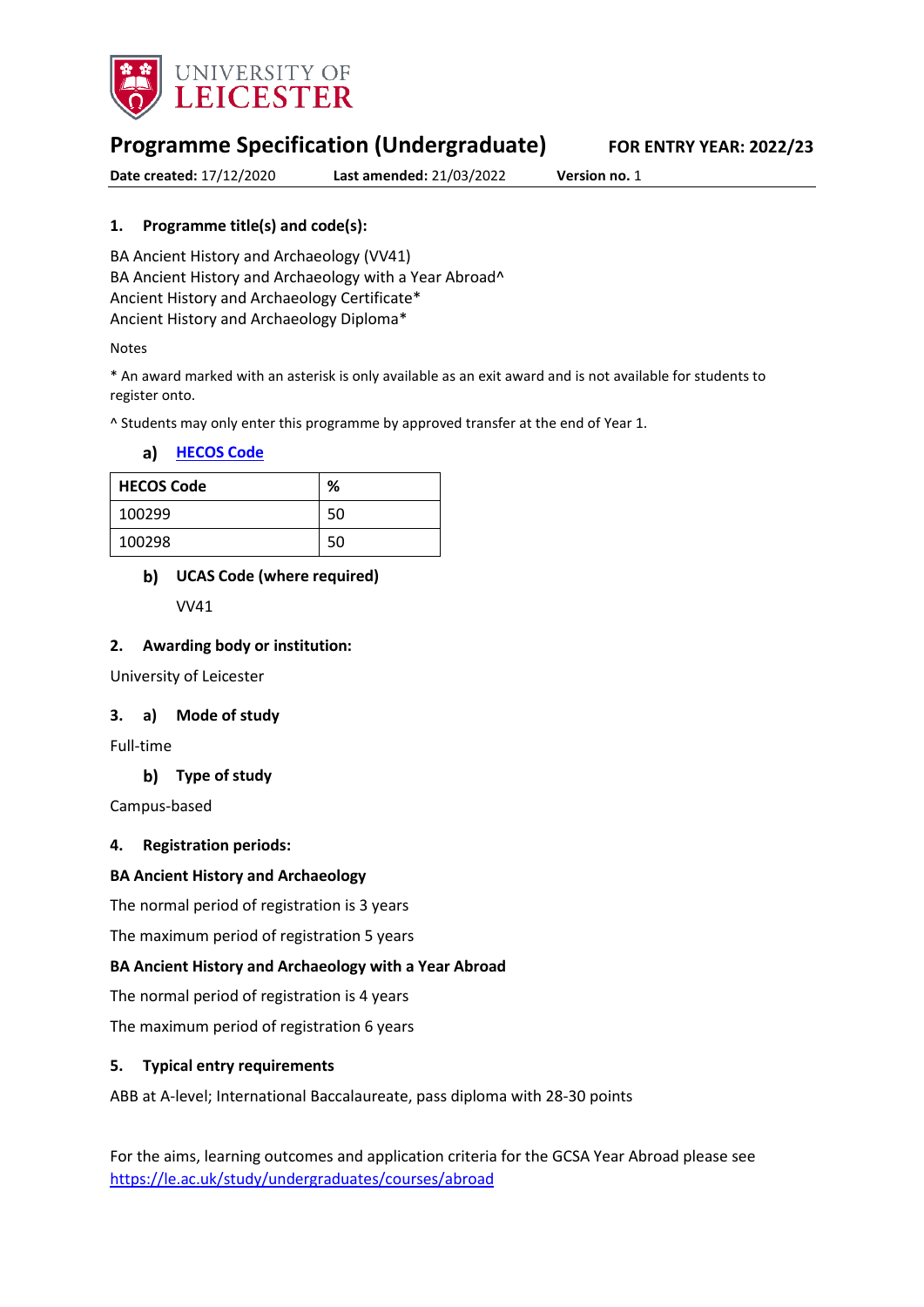UNIVERSITY OF LEICESTER

# Programme Specification (Undergraduate)

**FOR ENTRY YEAR: 2022/23**

**Date created:** 17/12/2020 **Last amended:** 21/03/2022 **Version no.** 1

## 1. Programme title(s) and code(s):

BA Ancient History and Archaeology (VV41)
BA Ancient History and Archaeology with a Year Abroad^
Ancient History and Archaeology Certificate*
Ancient History and Archaeology Diploma*

Notes

* An award marked with an asterisk is only available as an exit award and is not available for students to register onto.

^ Students may only enter this programme by approved transfer at the end of Year 1.

### a) [HECOS Code]

| HECOS Code | % |
|---|---|
| 100299 | 50 |
| 100298 | 50 |

### b) UCAS Code (where required)

VV41

## 2. Awarding body or institution:

University of Leicester

## 3. a) Mode of study

Full-time

### b) Type of study

Campus-based

## 4. Registration periods:

**BA Ancient History and Archaeology**

The normal period of registration is 3 years

The maximum period of registration 5 years

**BA Ancient History and Archaeology with a Year Abroad**

The normal period of registration is 4 years

The maximum period of registration 6 years

## 5. Typical entry requirements

ABB at A-level; International Baccalaureate, pass diploma with 28-30 points

For the aims, learning outcomes and application criteria for the GCSA Year Abroad please see https://le.ac.uk/study/undergraduates/courses/abroad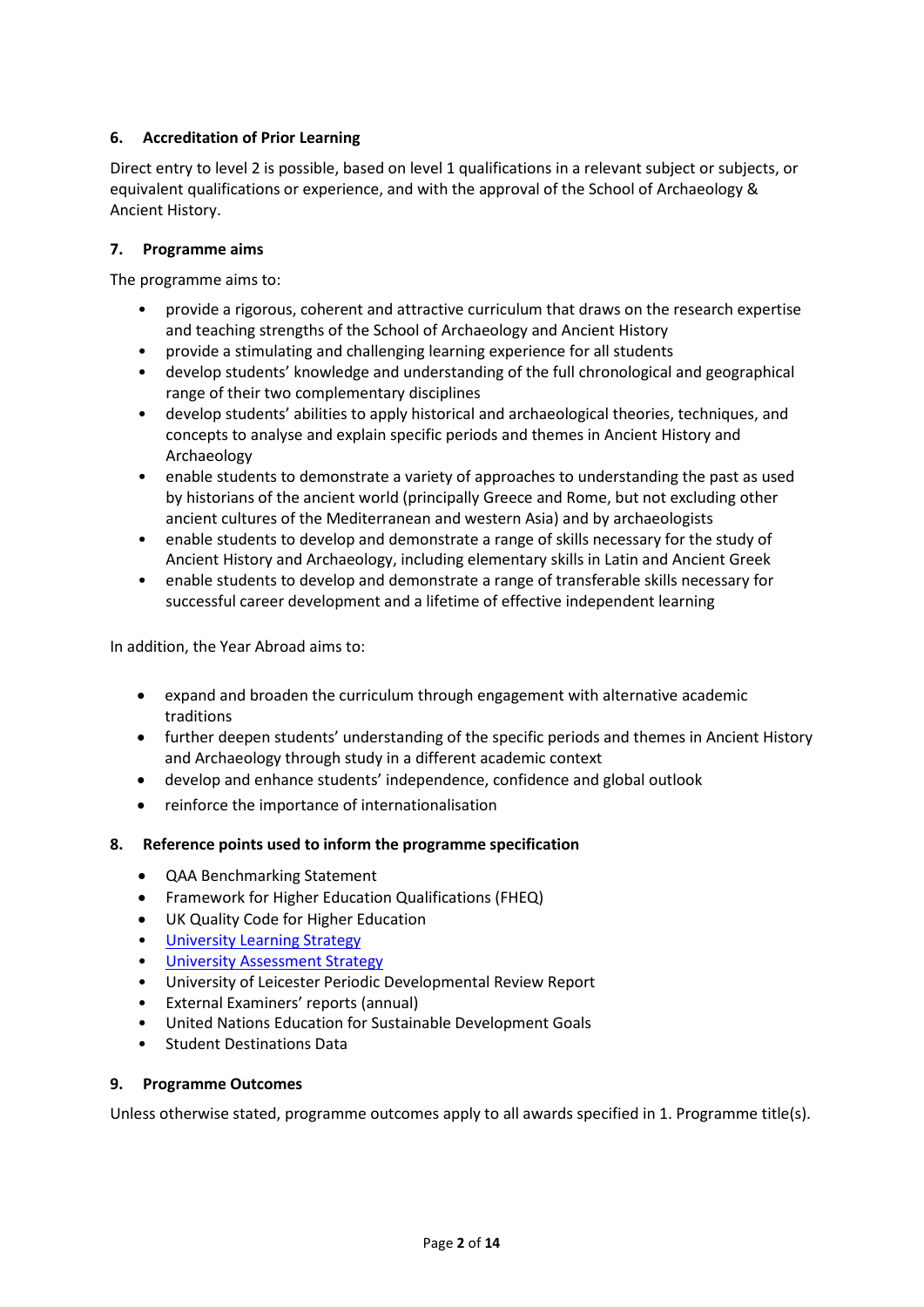### 6. Accreditation of Prior Learning

Direct entry to level 2 is possible, based on level 1 qualifications in a relevant subject or subjects, or equivalent qualifications or experience, and with the approval of the School of Archaeology & Ancient History.

### 7. Programme aims

The programme aims to:

- provide a rigorous, coherent and attractive curriculum that draws on the research expertise and teaching strengths of the School of Archaeology and Ancient History
- provide a stimulating and challenging learning experience for all students
- develop students' knowledge and understanding of the full chronological and geographical range of their two complementary disciplines
- develop students' abilities to apply historical and archaeological theories, techniques, and concepts to analyse and explain specific periods and themes in Ancient History and Archaeology
- enable students to demonstrate a variety of approaches to understanding the past as used by historians of the ancient world (principally Greece and Rome, but not excluding other ancient cultures of the Mediterranean and western Asia) and by archaeologists
- enable students to develop and demonstrate a range of skills necessary for the study of Ancient History and Archaeology, including elementary skills in Latin and Ancient Greek
- enable students to develop and demonstrate a range of transferable skills necessary for successful career development and a lifetime of effective independent learning

In addition, the Year Abroad aims to:

- expand and broaden the curriculum through engagement with alternative academic traditions
- further deepen students' understanding of the specific periods and themes in Ancient History and Archaeology through study in a different academic context
- develop and enhance students' independence, confidence and global outlook
- reinforce the importance of internationalisation

### 8. Reference points used to inform the programme specification

- QAA Benchmarking Statement
- Framework for Higher Education Qualifications (FHEQ)
- UK Quality Code for Higher Education
- University Learning Strategy
- University Assessment Strategy
- University of Leicester Periodic Developmental Review Report
- External Examiners' reports (annual)
- United Nations Education for Sustainable Development Goals
- Student Destinations Data

### 9. Programme Outcomes

Unless otherwise stated, programme outcomes apply to all awards specified in 1. Programme title(s).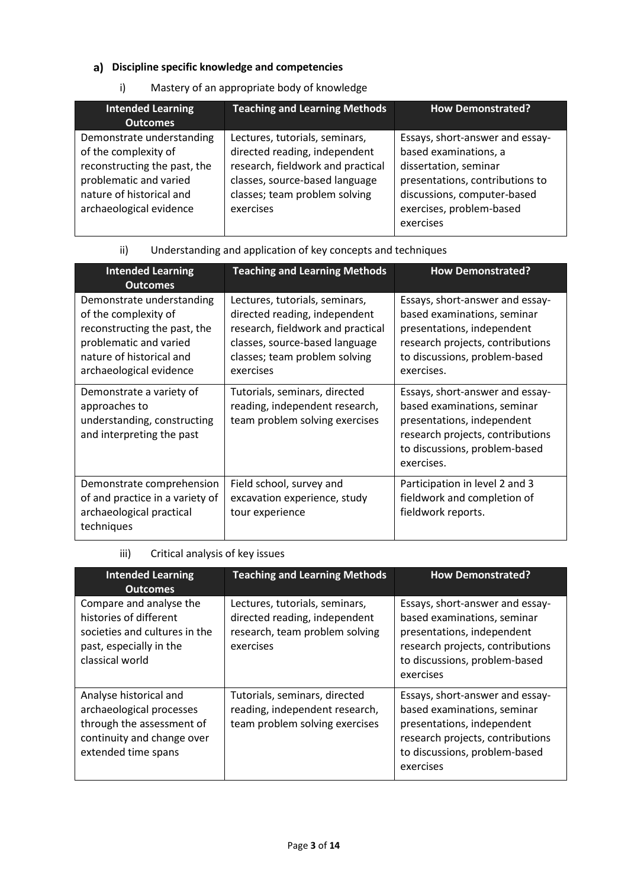### a) Discipline specific knowledge and competencies

i) Mastery of an appropriate body of knowledge

| Intended Learning Outcomes | Teaching and Learning Methods | How Demonstrated? |
|---|---|---|
| Demonstrate understanding of the complexity of reconstructing the past, the problematic and varied nature of historical and archaeological evidence | Lectures, tutorials, seminars, directed reading, independent research, fieldwork and practical classes, source-based language classes; team problem solving exercises | Essays, short-answer and essay-based examinations, a dissertation, seminar presentations, contributions to discussions, computer-based exercises, problem-based exercises |

ii) Understanding and application of key concepts and techniques

| Intended Learning Outcomes | Teaching and Learning Methods | How Demonstrated? |
|---|---|---|
| Demonstrate understanding of the complexity of reconstructing the past, the problematic and varied nature of historical and archaeological evidence | Lectures, tutorials, seminars, directed reading, independent research, fieldwork and practical classes, source-based language classes; team problem solving exercises | Essays, short-answer and essay-based examinations, seminar presentations, independent research projects, contributions to discussions, problem-based exercises. |
| Demonstrate a variety of approaches to understanding, constructing and interpreting the past | Tutorials, seminars, directed reading, independent research, team problem solving exercises | Essays, short-answer and essay-based examinations, seminar presentations, independent research projects, contributions to discussions, problem-based exercises. |
| Demonstrate comprehension of and practice in a variety of archaeological practical techniques | Field school, survey and excavation experience, study tour experience | Participation in level 2 and 3 fieldwork and completion of fieldwork reports. |

iii) Critical analysis of key issues

| Intended Learning Outcomes | Teaching and Learning Methods | How Demonstrated? |
|---|---|---|
| Compare and analyse the histories of different societies and cultures in the past, especially in the classical world | Lectures, tutorials, seminars, directed reading, independent research, team problem solving exercises | Essays, short-answer and essay-based examinations, seminar presentations, independent research projects, contributions to discussions, problem-based exercises |
| Analyse historical and archaeological processes through the assessment of continuity and change over extended time spans | Tutorials, seminars, directed reading, independent research, team problem solving exercises | Essays, short-answer and essay-based examinations, seminar presentations, independent research projects, contributions to discussions, problem-based exercises |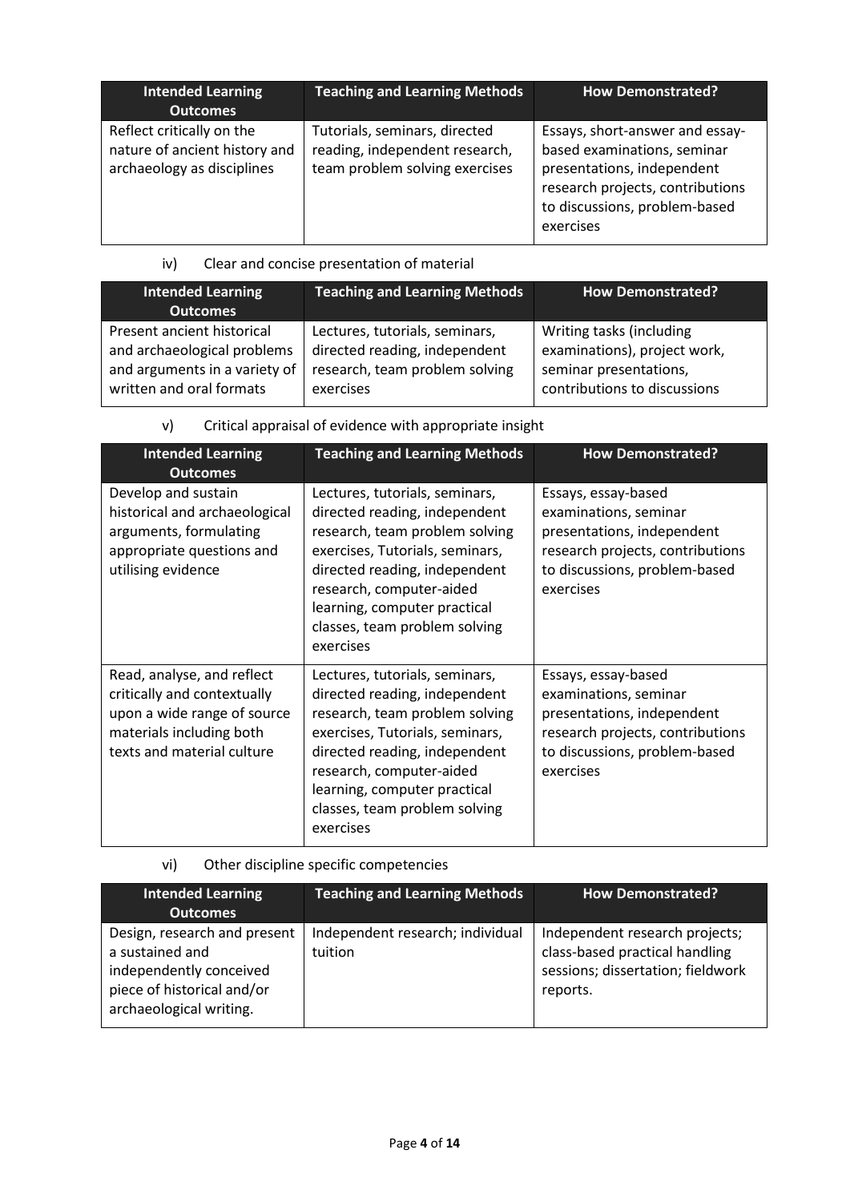| Intended Learning Outcomes | Teaching and Learning Methods | How Demonstrated? |
| --- | --- | --- |
| Reflect critically on the nature of ancient history and archaeology as disciplines | Tutorials, seminars, directed reading, independent research, team problem solving exercises | Essays, short-answer and essay-based examinations, seminar presentations, independent research projects, contributions to discussions, problem-based exercises |

iv) Clear and concise presentation of material

| Intended Learning Outcomes | Teaching and Learning Methods | How Demonstrated? |
| --- | --- | --- |
| Present ancient historical and archaeological problems and arguments in a variety of written and oral formats | Lectures, tutorials, seminars, directed reading, independent research, team problem solving exercises | Writing tasks (including examinations), project work, seminar presentations, contributions to discussions |

v) Critical appraisal of evidence with appropriate insight

| Intended Learning Outcomes | Teaching and Learning Methods | How Demonstrated? |
| --- | --- | --- |
| Develop and sustain historical and archaeological arguments, formulating appropriate questions and utilising evidence | Lectures, tutorials, seminars, directed reading, independent research, team problem solving exercises, Tutorials, seminars, directed reading, independent research, computer-aided learning, computer practical classes, team problem solving exercises | Essays, essay-based examinations, seminar presentations, independent research projects, contributions to discussions, problem-based exercises |
| Read, analyse, and reflect critically and contextually upon a wide range of source materials including both texts and material culture | Lectures, tutorials, seminars, directed reading, independent research, team problem solving exercises, Tutorials, seminars, directed reading, independent research, computer-aided learning, computer practical classes, team problem solving exercises | Essays, essay-based examinations, seminar presentations, independent research projects, contributions to discussions, problem-based exercises |

vi) Other discipline specific competencies

| Intended Learning Outcomes | Teaching and Learning Methods | How Demonstrated? |
| --- | --- | --- |
| Design, research and present a sustained and independently conceived piece of historical and/or archaeological writing. | Independent research; individual tuition | Independent research projects; class-based practical handling sessions; dissertation; fieldwork reports. |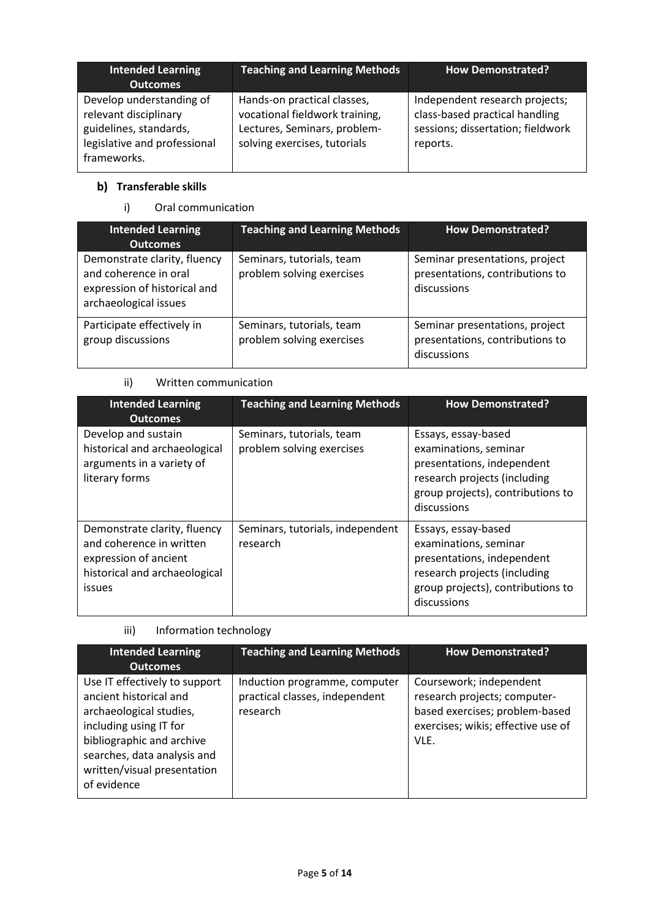| Intended Learning Outcomes | Teaching and Learning Methods | How Demonstrated? |
| --- | --- | --- |
| Develop understanding of relevant disciplinary guidelines, standards, legislative and professional frameworks. | Hands-on practical classes, vocational fieldwork training, Lectures, Seminars, problem-solving exercises, tutorials | Independent research projects; class-based practical handling sessions; dissertation; fieldwork reports. |

### b) Transferable skills

i) Oral communication

| Intended Learning Outcomes | Teaching and Learning Methods | How Demonstrated? |
| --- | --- | --- |
| Demonstrate clarity, fluency and coherence in oral expression of historical and archaeological issues | Seminars, tutorials, team problem solving exercises | Seminar presentations, project presentations, contributions to discussions |
| Participate effectively in group discussions | Seminars, tutorials, team problem solving exercises | Seminar presentations, project presentations, contributions to discussions |

ii) Written communication

| Intended Learning Outcomes | Teaching and Learning Methods | How Demonstrated? |
| --- | --- | --- |
| Develop and sustain historical and archaeological arguments in a variety of literary forms | Seminars, tutorials, team problem solving exercises | Essays, essay-based examinations, seminar presentations, independent research projects (including group projects), contributions to discussions |
| Demonstrate clarity, fluency and coherence in written expression of ancient historical and archaeological issues | Seminars, tutorials, independent research | Essays, essay-based examinations, seminar presentations, independent research projects (including group projects), contributions to discussions |

iii) Information technology

| Intended Learning Outcomes | Teaching and Learning Methods | How Demonstrated? |
| --- | --- | --- |
| Use IT effectively to support ancient historical and archaeological studies, including using IT for bibliographic and archive searches, data analysis and written/visual presentation of evidence | Induction programme, computer practical classes, independent research | Coursework; independent research projects; computer-based exercises; problem-based exercises; wikis; effective use of VLE. |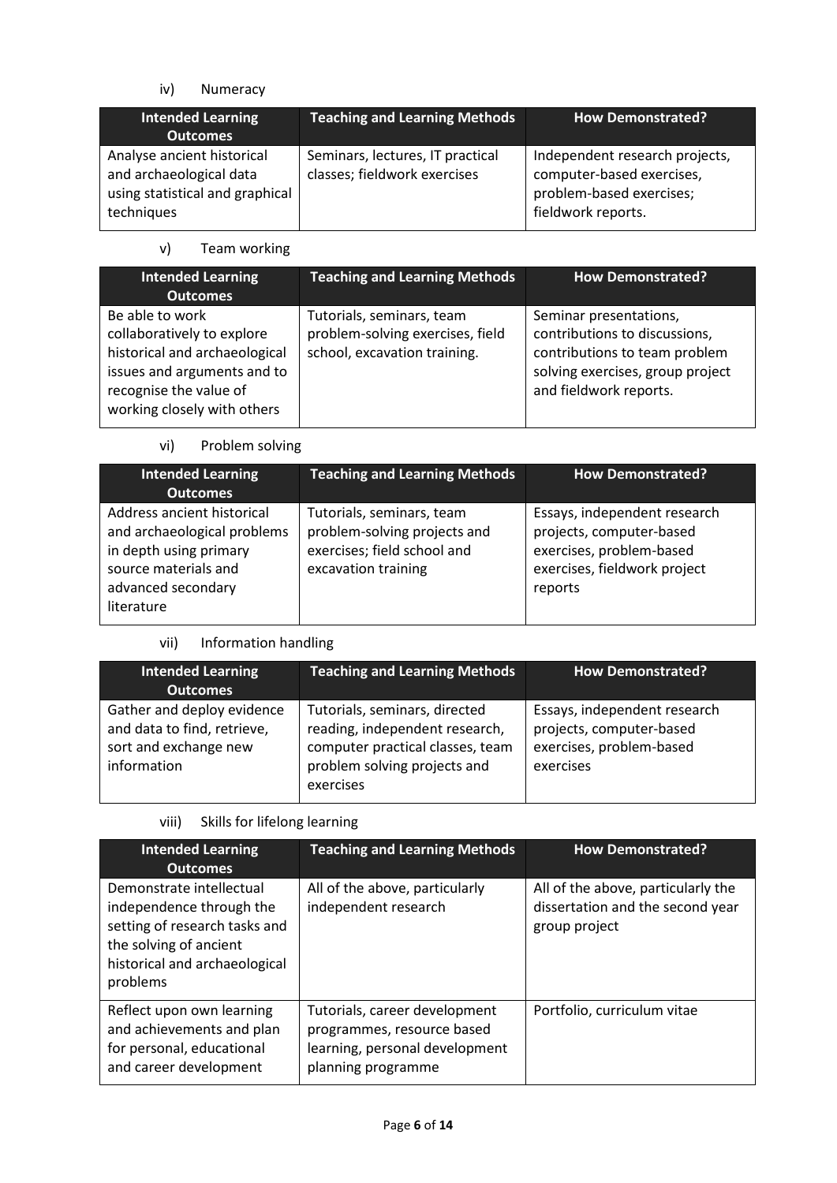iv) Numeracy

| Intended Learning Outcomes | Teaching and Learning Methods | How Demonstrated? |
| --- | --- | --- |
| Analyse ancient historical and archaeological data using statistical and graphical techniques | Seminars, lectures, IT practical classes; fieldwork exercises | Independent research projects, computer-based exercises, problem-based exercises; fieldwork reports. |

v) Team working

| Intended Learning Outcomes | Teaching and Learning Methods | How Demonstrated? |
| --- | --- | --- |
| Be able to work collaboratively to explore historical and archaeological issues and arguments and to recognise the value of working closely with others | Tutorials, seminars, team problem-solving exercises, field school, excavation training. | Seminar presentations, contributions to discussions, contributions to team problem solving exercises, group project and fieldwork reports. |

vi) Problem solving

| Intended Learning Outcomes | Teaching and Learning Methods | How Demonstrated? |
| --- | --- | --- |
| Address ancient historical and archaeological problems in depth using primary source materials and advanced secondary literature | Tutorials, seminars, team problem-solving projects and exercises; field school and excavation training | Essays, independent research projects, computer-based exercises, problem-based exercises, fieldwork project reports |

vii) Information handling

| Intended Learning Outcomes | Teaching and Learning Methods | How Demonstrated? |
| --- | --- | --- |
| Gather and deploy evidence and data to find, retrieve, sort and exchange new information | Tutorials, seminars, directed reading, independent research, computer practical classes, team problem solving projects and exercises | Essays, independent research projects, computer-based exercises, problem-based exercises |

viii) Skills for lifelong learning

| Intended Learning Outcomes | Teaching and Learning Methods | How Demonstrated? |
| --- | --- | --- |
| Demonstrate intellectual independence through the setting of research tasks and the solving of ancient historical and archaeological problems | All of the above, particularly independent research | All of the above, particularly the dissertation and the second year group project |
| Reflect upon own learning and achievements and plan for personal, educational and career development | Tutorials, career development programmes, resource based learning, personal development planning programme | Portfolio, curriculum vitae |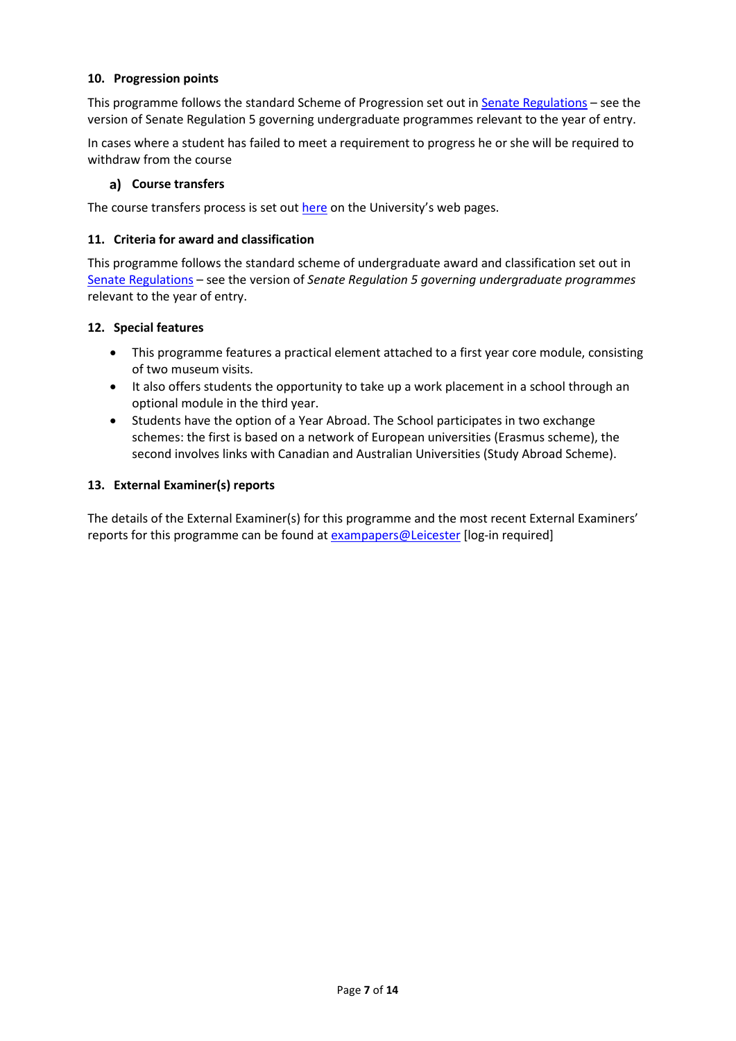### 10. Progression points

This programme follows the standard Scheme of Progression set out in Senate Regulations – see the version of Senate Regulation 5 governing undergraduate programmes relevant to the year of entry.

In cases where a student has failed to meet a requirement to progress he or she will be required to withdraw from the course

#### a) Course transfers

The course transfers process is set out here on the University's web pages.

### 11. Criteria for award and classification

This programme follows the standard scheme of undergraduate award and classification set out in Senate Regulations – see the version of *Senate Regulation 5 governing undergraduate programmes* relevant to the year of entry.

### 12. Special features

- This programme features a practical element attached to a first year core module, consisting of two museum visits.
- It also offers students the opportunity to take up a work placement in a school through an optional module in the third year.
- Students have the option of a Year Abroad. The School participates in two exchange schemes: the first is based on a network of European universities (Erasmus scheme), the second involves links with Canadian and Australian Universities (Study Abroad Scheme).

### 13. External Examiner(s) reports

The details of the External Examiner(s) for this programme and the most recent External Examiners' reports for this programme can be found at exampapers@Leicester [log-in required]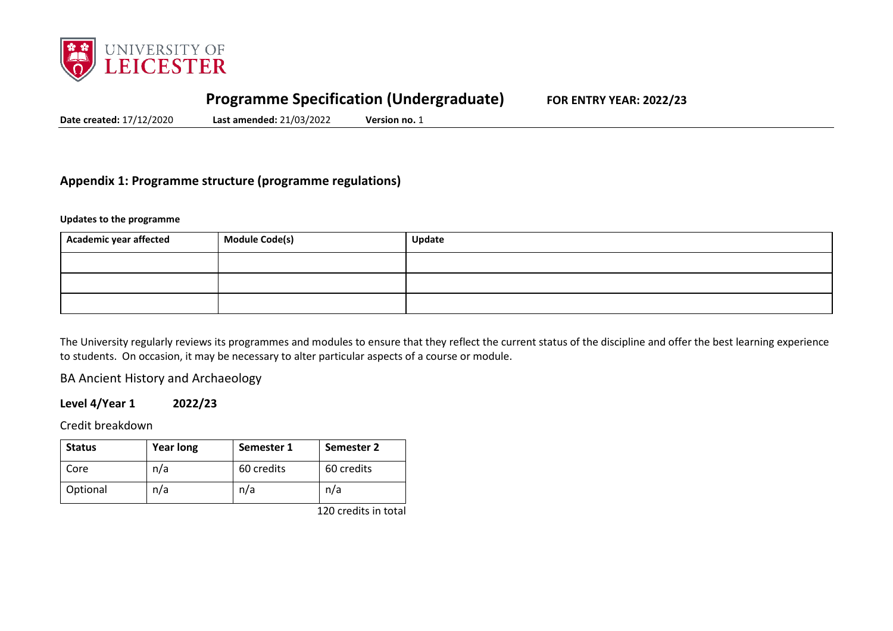# Programme Specification (Undergraduate)

**FOR ENTRY YEAR: 2022/23**

**Date created:** 17/12/2020 **Last amended:** 21/03/2022 **Version no.** 1

## Appendix 1: Programme structure (programme regulations)

**Updates to the programme**

| Academic year affected | Module Code(s) | Update |
|---|---|---|
| | | |
| | | |
| | | |

The University regularly reviews its programmes and modules to ensure that they reflect the current status of the discipline and offer the best learning experience to students. On occasion, it may be necessary to alter particular aspects of a course or module.

BA Ancient History and Archaeology

### Level 4/Year 1 2022/23

Credit breakdown

| Status | Year long | Semester 1 | Semester 2 |
|---|---|---|---|
| Core | n/a | 60 credits | 60 credits |
| Optional | n/a | n/a | n/a |

120 credits in total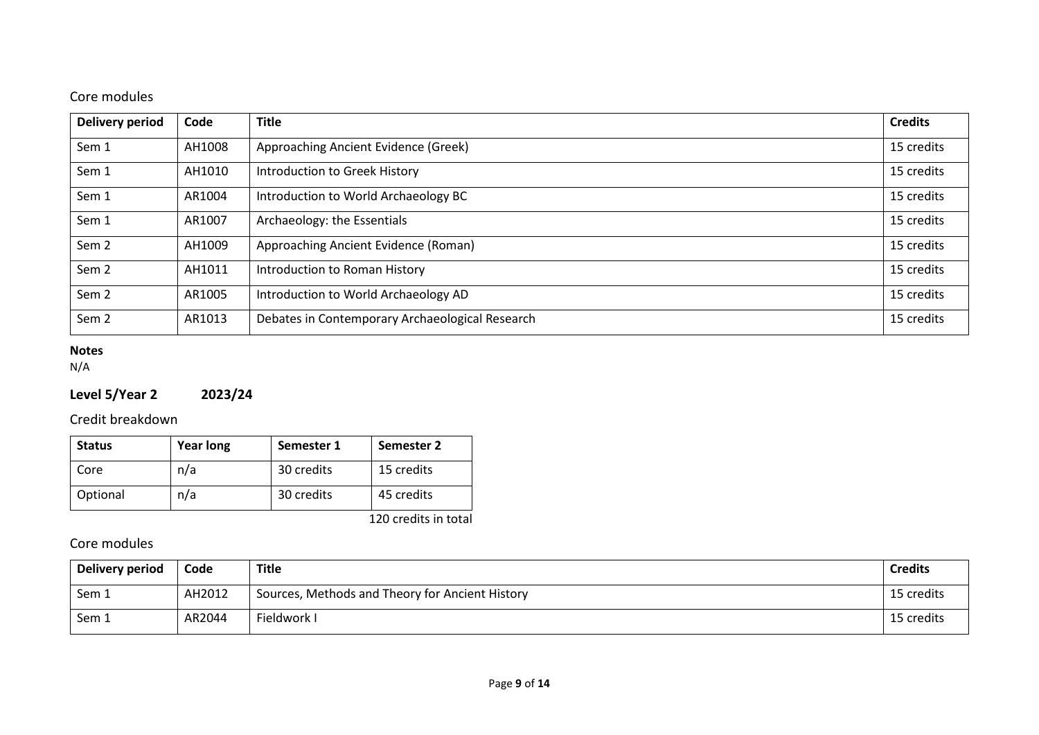### Core modules

| Delivery period | Code | Title | Credits |
|---|---|---|---|
| Sem 1 | AH1008 | Approaching Ancient Evidence (Greek) | 15 credits |
| Sem 1 | AH1010 | Introduction to Greek History | 15 credits |
| Sem 1 | AR1004 | Introduction to World Archaeology BC | 15 credits |
| Sem 1 | AR1007 | Archaeology: the Essentials | 15 credits |
| Sem 2 | AH1009 | Approaching Ancient Evidence (Roman) | 15 credits |
| Sem 2 | AH1011 | Introduction to Roman History | 15 credits |
| Sem 2 | AR1005 | Introduction to World Archaeology AD | 15 credits |
| Sem 2 | AR1013 | Debates in Contemporary Archaeological Research | 15 credits |

**Notes**
N/A

## Level 5/Year 2 2023/24

### Credit breakdown

| Status | Year long | Semester 1 | Semester 2 |
|---|---|---|---|
| Core | n/a | 30 credits | 15 credits |
| Optional | n/a | 30 credits | 45 credits |

120 credits in total

### Core modules

| Delivery period | Code | Title | Credits |
|---|---|---|---|
| Sem 1 | AH2012 | Sources, Methods and Theory for Ancient History | 15 credits |
| Sem 1 | AR2044 | Fieldwork I | 15 credits |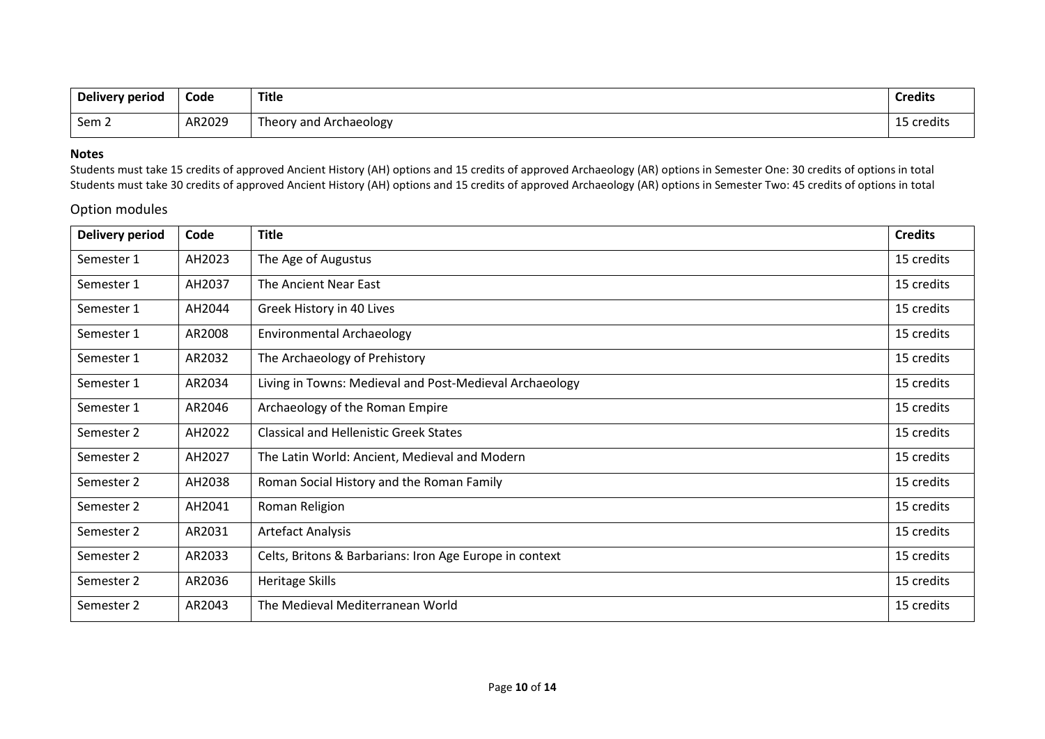| Delivery period | Code | Title | Credits |
| --- | --- | --- | --- |
| Sem 2 | AR2029 | Theory and Archaeology | 15 credits |

**Notes**

Students must take 15 credits of approved Ancient History (AH) options and 15 credits of approved Archaeology (AR) options in Semester One: 30 credits of options in total
Students must take 30 credits of approved Ancient History (AH) options and 15 credits of approved Archaeology (AR) options in Semester Two: 45 credits of options in total

## Option modules

| Delivery period | Code | Title | Credits |
| --- | --- | --- | --- |
| Semester 1 | AH2023 | The Age of Augustus | 15 credits |
| Semester 1 | AH2037 | The Ancient Near East | 15 credits |
| Semester 1 | AH2044 | Greek History in 40 Lives | 15 credits |
| Semester 1 | AR2008 | Environmental Archaeology | 15 credits |
| Semester 1 | AR2032 | The Archaeology of Prehistory | 15 credits |
| Semester 1 | AR2034 | Living in Towns: Medieval and Post-Medieval Archaeology | 15 credits |
| Semester 1 | AR2046 | Archaeology of the Roman Empire | 15 credits |
| Semester 2 | AH2022 | Classical and Hellenistic Greek States | 15 credits |
| Semester 2 | AH2027 | The Latin World: Ancient, Medieval and Modern | 15 credits |
| Semester 2 | AH2038 | Roman Social History and the Roman Family | 15 credits |
| Semester 2 | AH2041 | Roman Religion | 15 credits |
| Semester 2 | AR2031 | Artefact Analysis | 15 credits |
| Semester 2 | AR2033 | Celts, Britons & Barbarians: Iron Age Europe in context | 15 credits |
| Semester 2 | AR2036 | Heritage Skills | 15 credits |
| Semester 2 | AR2043 | The Medieval Mediterranean World | 15 credits |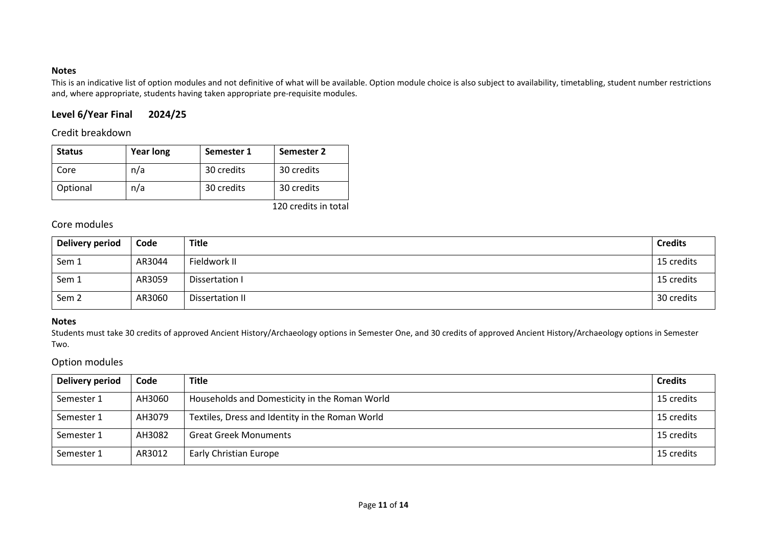**Notes**

This is an indicative list of option modules and not definitive of what will be available. Option module choice is also subject to availability, timetabling, student number restrictions and, where appropriate, students having taken appropriate pre-requisite modules.

## Level 6/Year Final 2024/25

### Credit breakdown

| Status | Year long | Semester 1 | Semester 2 |
|---|---|---|---|
| Core | n/a | 30 credits | 30 credits |
| Optional | n/a | 30 credits | 30 credits |

120 credits in total

### Core modules

| Delivery period | Code | Title | Credits |
|---|---|---|---|
| Sem 1 | AR3044 | Fieldwork II | 15 credits |
| Sem 1 | AR3059 | Dissertation I | 15 credits |
| Sem 2 | AR3060 | Dissertation II | 30 credits |

**Notes**

Students must take 30 credits of approved Ancient History/Archaeology options in Semester One, and 30 credits of approved Ancient History/Archaeology options in Semester Two.

### Option modules

| Delivery period | Code | Title | Credits |
|---|---|---|---|
| Semester 1 | AH3060 | Households and Domesticity in the Roman World | 15 credits |
| Semester 1 | AH3079 | Textiles, Dress and Identity in the Roman World | 15 credits |
| Semester 1 | AH3082 | Great Greek Monuments | 15 credits |
| Semester 1 | AR3012 | Early Christian Europe | 15 credits |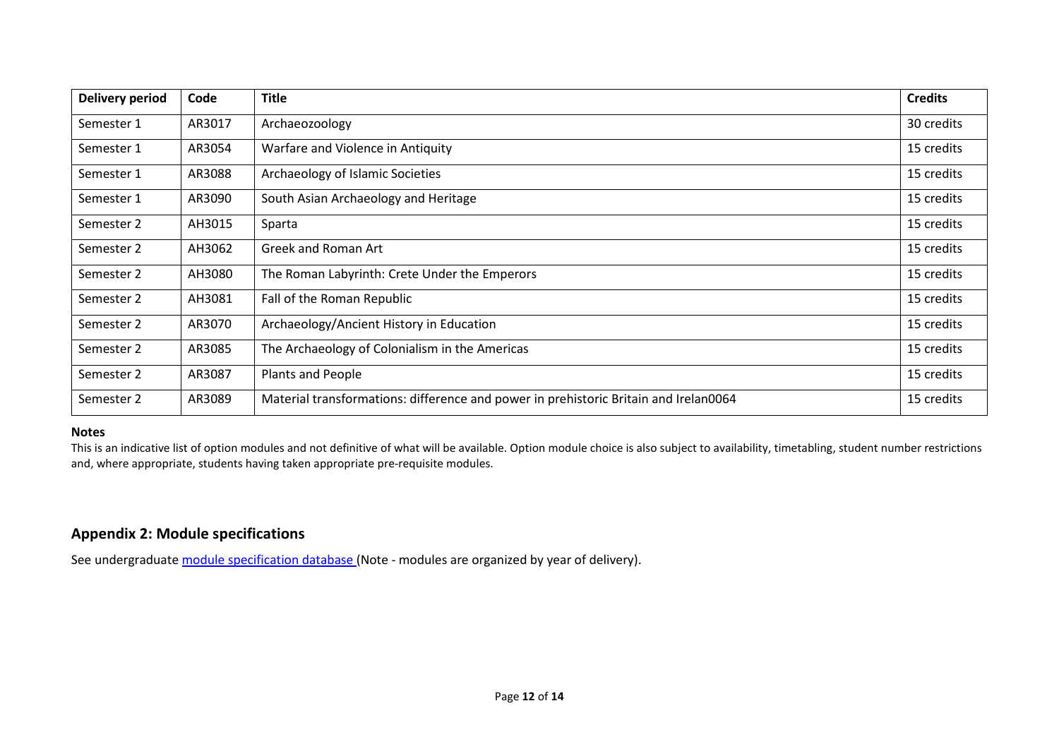| Delivery period | Code | Title | Credits |
|---|---|---|---|
| Semester 1 | AR3017 | Archaeozoology | 30 credits |
| Semester 1 | AR3054 | Warfare and Violence in Antiquity | 15 credits |
| Semester 1 | AR3088 | Archaeology of Islamic Societies | 15 credits |
| Semester 1 | AR3090 | South Asian Archaeology and Heritage | 15 credits |
| Semester 2 | AH3015 | Sparta | 15 credits |
| Semester 2 | AH3062 | Greek and Roman Art | 15 credits |
| Semester 2 | AH3080 | The Roman Labyrinth: Crete Under the Emperors | 15 credits |
| Semester 2 | AH3081 | Fall of the Roman Republic | 15 credits |
| Semester 2 | AR3070 | Archaeology/Ancient History in Education | 15 credits |
| Semester 2 | AR3085 | The Archaeology of Colonialism in the Americas | 15 credits |
| Semester 2 | AR3087 | Plants and People | 15 credits |
| Semester 2 | AR3089 | Material transformations: difference and power in prehistoric Britain and Irelan0064 | 15 credits |

**Notes**

This is an indicative list of option modules and not definitive of what will be available. Option module choice is also subject to availability, timetabling, student number restrictions and, where appropriate, students having taken appropriate pre-requisite modules.

## Appendix 2: Module specifications

See undergraduate module specification database (Note - modules are organized by year of delivery).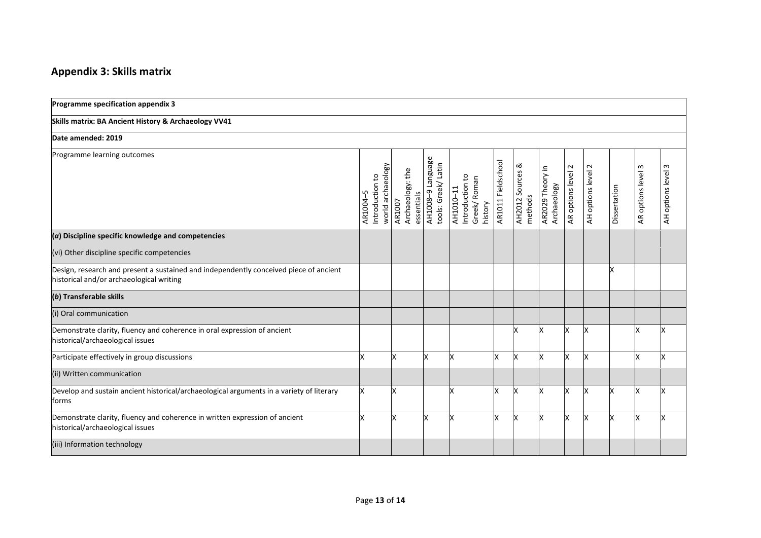## Appendix 3: Skills matrix

| **Programme specification appendix 3** | | | | | | | | | | | | | |
|---|---|---|---|---|---|---|---|---|---|---|---|---|---|
| **Skills matrix: BA Ancient History & Archaeology VV41** | | | | | | | | | | | | | |
| **Date amended: 2019** | | | | | | | | | | | | | |
| Programme learning outcomes | AR1004–5 Introduction to world archaeology | AR1007 Archaeology: the essentials | AH1008–9 Language tools: Greek/ Latin | AH1010–11 Introduction to Greek/ Roman history | AR1011 Fieldschool | AH2012 Sources & methods | AR2029 Theory in Archaeology | AR options level 2 | AH options level 2 | Dissertation | AR options level 3 | AH options level 3 |
| **(*a*) Discipline specific knowledge and competencies** | | | | | | | | | | | | |
| (vi) Other discipline specific competencies | | | | | | | | | | | | |
| Design, research and present a sustained and independently conceived piece of ancient historical and/or archaeological writing | | | | | | | | | | X | | |
| **(*b*) Transferable skills** | | | | | | | | | | | | |
| (i) Oral communication | | | | | | | | | | | | |
| Demonstrate clarity, fluency and coherence in oral expression of ancient historical/archaeological issues | | | | | | X | X | X | X | | X | X |
| Participate effectively in group discussions | X | X | X | X | X | X | X | X | X | | X | X |
| (ii) Written communication | | | | | | | | | | | | |
| Develop and sustain ancient historical/archaeological arguments in a variety of literary forms | X | X | | X | X | X | X | X | X | X | X | X |
| Demonstrate clarity, fluency and coherence in written expression of ancient historical/archaeological issues | X | X | X | X | X | X | X | X | X | X | X | X |
| (iii) Information technology | | | | | | | | | | | | |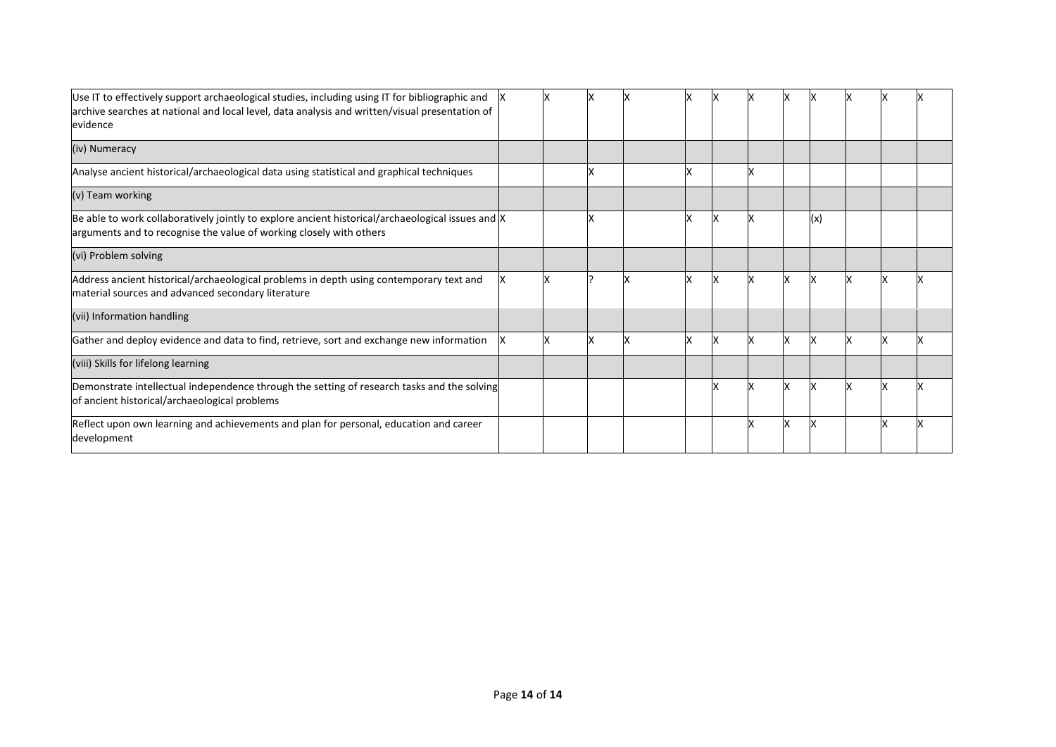| | | | | | | | | | | | | |
|---|---|---|---|---|---|---|---|---|---|---|---|---|
| Use IT to effectively support archaeological studies, including using IT for bibliographic and archive searches at national and local level, data analysis and written/visual presentation of evidence | X | X | X | X | X | X | X | X | X | X | X | X |
| (iv) Numeracy | | | | | | | | | | | | |
| Analyse ancient historical/archaeological data using statistical and graphical techniques | | | X | | X | | X | | | | | |
| (v) Team working | | | | | | | | | | | | |
| Be able to work collaboratively jointly to explore ancient historical/archaeological issues and arguments and to recognise the value of working closely with others | X | | X | | X | X | X | | (x) | | | |
| (vi) Problem solving | | | | | | | | | | | | |
| Address ancient historical/archaeological problems in depth using contemporary text and material sources and advanced secondary literature | X | X | ? | X | X | X | X | X | X | X | X | X |
| (vii) Information handling | | | | | | | | | | | | |
| Gather and deploy evidence and data to find, retrieve, sort and exchange new information | X | X | X | X | X | X | X | X | X | X | X | X |
| (viii) Skills for lifelong learning | | | | | | | | | | | | |
| Demonstrate intellectual independence through the setting of research tasks and the solving of ancient historical/archaeological problems | | | | | | X | X | X | X | X | X | X |
| Reflect upon own learning and achievements and plan for personal, education and career development | | | | | | | X | X | X | | X | X |